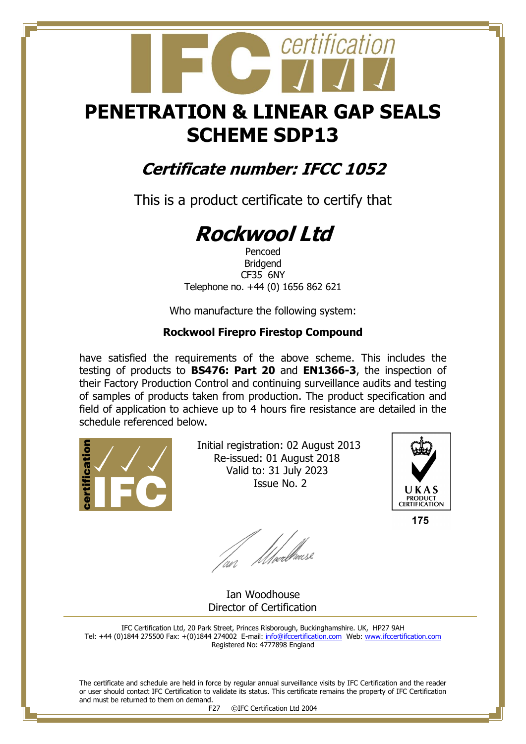# PENETRATION & LINEAR GAP SEALS SCHEME SDP13

## *Certificate number: IFCC 1052*

This is a product certificate to certify that

# *Rockwool Ltd*

Pencoed
Bridgend
CF35 6NY
Telephone no. +44 (0) 1656 862 621

Who manufacture the following system:

**Rockwool Firepro Firestop Compound**

have satisfied the requirements of the above scheme. This includes the testing of products to **BS476: Part 20** and **EN1366-3**, the inspection of their Factory Production Control and continuing surveillance audits and testing of samples of products taken from production. The product specification and field of application to achieve up to 4 hours fire resistance are detailed in the schedule referenced below.

Initial registration: 02 August 2013
Re-issued: 01 August 2018
Valid to: 31 July 2023
Issue No. 2

UKAS PRODUCT CERTIFICATION
175

Ian Woodhouse
Director of Certification

IFC Certification Ltd, 20 Park Street, Princes Risborough, Buckinghamshire. UK, HP27 9AH
Tel: +44 (0)1844 275500 Fax: +(0)1844 274002 E-mail: info@ifccertification.com Web: www.ifccertification.com
Registered No: 4777898 England

The certificate and schedule are held in force by regular annual surveillance visits by IFC Certification and the reader or user should contact IFC Certification to validate its status. This certificate remains the property of IFC Certification and must be returned to them on demand.

F27 ©IFC Certification Ltd 2004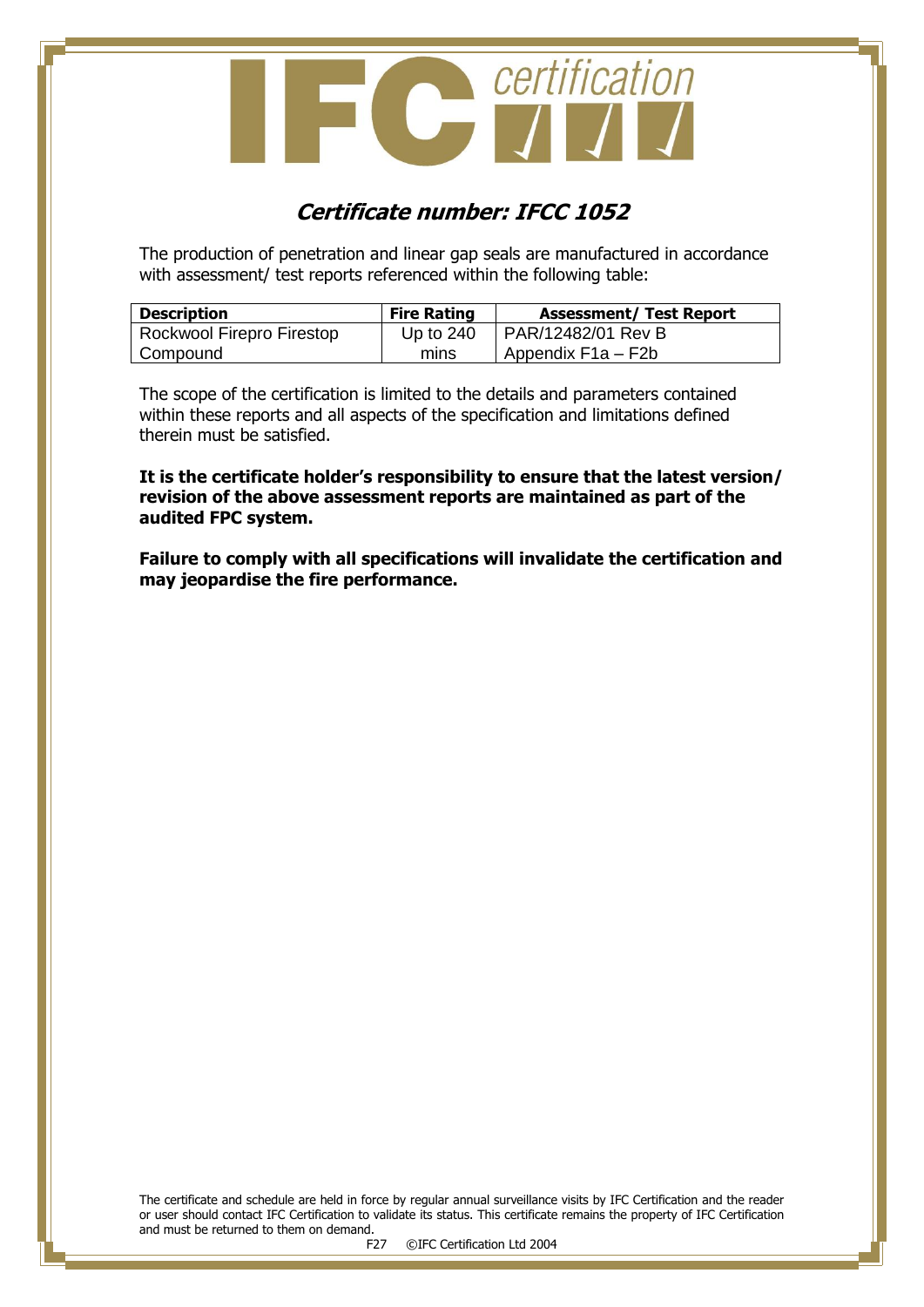## *Certificate number: IFCC 1052*

The production of penetration and linear gap seals are manufactured in accordance with assessment/ test reports referenced within the following table:

| Description | Fire Rating | Assessment/ Test Report |
|---|---|---|
| Rockwool Firepro Firestop Compound | Up to 240 mins | PAR/12482/01 Rev B Appendix F1a – F2b |

The scope of the certification is limited to the details and parameters contained within these reports and all aspects of the specification and limitations defined therein must be satisfied.

**It is the certificate holder's responsibility to ensure that the latest version/ revision of the above assessment reports are maintained as part of the audited FPC system.**

**Failure to comply with all specifications will invalidate the certification and may jeopardise the fire performance.**

The certificate and schedule are held in force by regular annual surveillance visits by IFC Certification and the reader or user should contact IFC Certification to validate its status. This certificate remains the property of IFC Certification and must be returned to them on demand.

F27 ©IFC Certification Ltd 2004